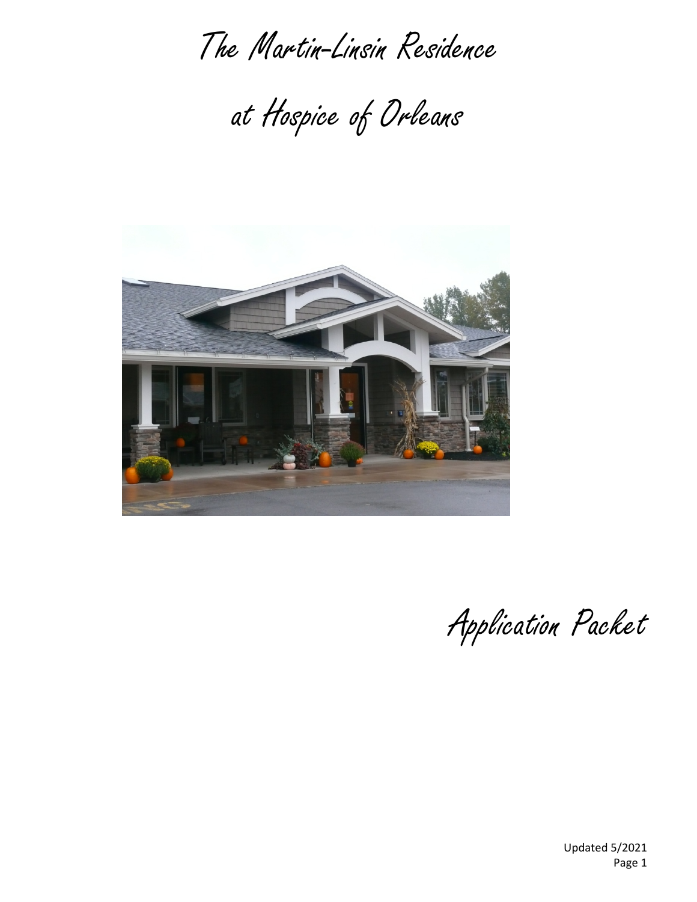# The Martin-Linsin Residence

# at Hospice of Orleans

# Application Packet

Updated 5/2021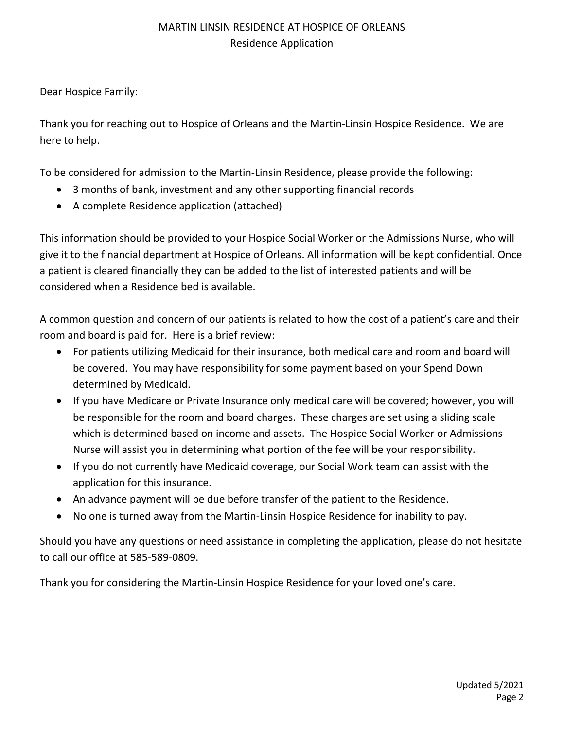MARTIN LINSIN RESIDENCE AT HOSPICE OF ORLEANS
Residence Application

Dear Hospice Family:

Thank you for reaching out to Hospice of Orleans and the Martin-Linsin Hospice Residence. We are here to help.

To be considered for admission to the Martin-Linsin Residence, please provide the following:

- 3 months of bank, investment and any other supporting financial records
- A complete Residence application (attached)

This information should be provided to your Hospice Social Worker or the Admissions Nurse, who will give it to the financial department at Hospice of Orleans. All information will be kept confidential. Once a patient is cleared financially they can be added to the list of interested patients and will be considered when a Residence bed is available.

A common question and concern of our patients is related to how the cost of a patient's care and their room and board is paid for. Here is a brief review:

- For patients utilizing Medicaid for their insurance, both medical care and room and board will be covered. You may have responsibility for some payment based on your Spend Down determined by Medicaid.
- If you have Medicare or Private Insurance only medical care will be covered; however, you will be responsible for the room and board charges. These charges are set using a sliding scale which is determined based on income and assets. The Hospice Social Worker or Admissions Nurse will assist you in determining what portion of the fee will be your responsibility.
- If you do not currently have Medicaid coverage, our Social Work team can assist with the application for this insurance.
- An advance payment will be due before transfer of the patient to the Residence.
- No one is turned away from the Martin-Linsin Hospice Residence for inability to pay.

Should you have any questions or need assistance in completing the application, please do not hesitate to call our office at 585-589-0809.

Thank you for considering the Martin-Linsin Hospice Residence for your loved one's care.

Updated 5/2021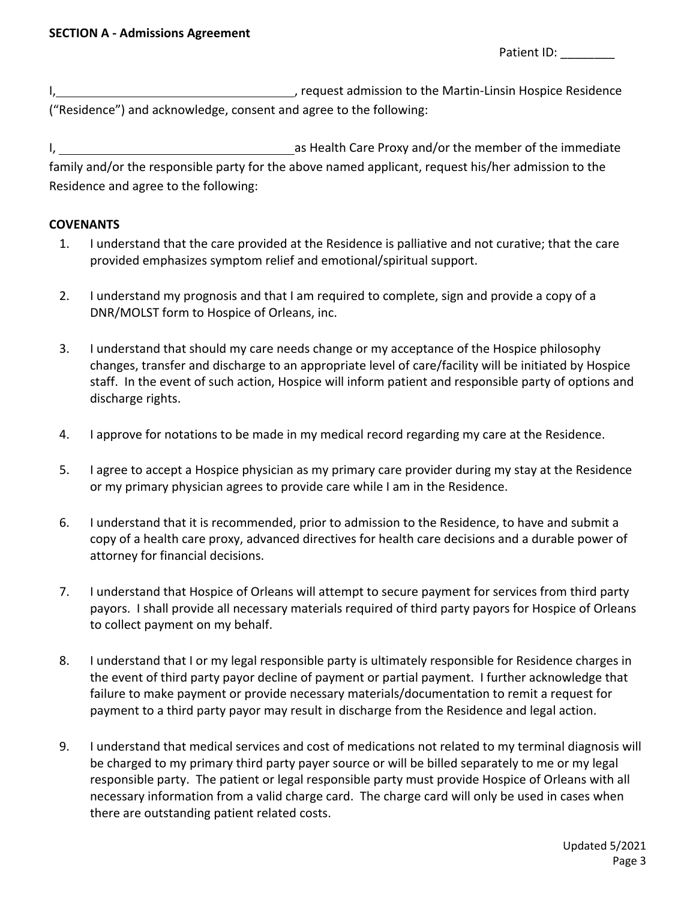**SECTION A - Admissions Agreement**

Patient ID: ________

I,____________________________________, request admission to the Martin-Linsin Hospice Residence ("Residence") and acknowledge, consent and agree to the following:

I, ____________________________________as Health Care Proxy and/or the member of the immediate family and/or the responsible party for the above named applicant, request his/her admission to the Residence and agree to the following:

**COVENANTS**

1. I understand that the care provided at the Residence is palliative and not curative; that the care provided emphasizes symptom relief and emotional/spiritual support.

2. I understand my prognosis and that I am required to complete, sign and provide a copy of a DNR/MOLST form to Hospice of Orleans, inc.

3. I understand that should my care needs change or my acceptance of the Hospice philosophy changes, transfer and discharge to an appropriate level of care/facility will be initiated by Hospice staff. In the event of such action, Hospice will inform patient and responsible party of options and discharge rights.

4. I approve for notations to be made in my medical record regarding my care at the Residence.

5. I agree to accept a Hospice physician as my primary care provider during my stay at the Residence or my primary physician agrees to provide care while I am in the Residence.

6. I understand that it is recommended, prior to admission to the Residence, to have and submit a copy of a health care proxy, advanced directives for health care decisions and a durable power of attorney for financial decisions.

7. I understand that Hospice of Orleans will attempt to secure payment for services from third party payors. I shall provide all necessary materials required of third party payors for Hospice of Orleans to collect payment on my behalf.

8. I understand that I or my legal responsible party is ultimately responsible for Residence charges in the event of third party payor decline of payment or partial payment. I further acknowledge that failure to make payment or provide necessary materials/documentation to remit a request for payment to a third party payor may result in discharge from the Residence and legal action.

9. I understand that medical services and cost of medications not related to my terminal diagnosis will be charged to my primary third party payer source or will be billed separately to me or my legal responsible party. The patient or legal responsible party must provide Hospice of Orleans with all necessary information from a valid charge card. The charge card will only be used in cases when there are outstanding patient related costs.

Updated 5/2021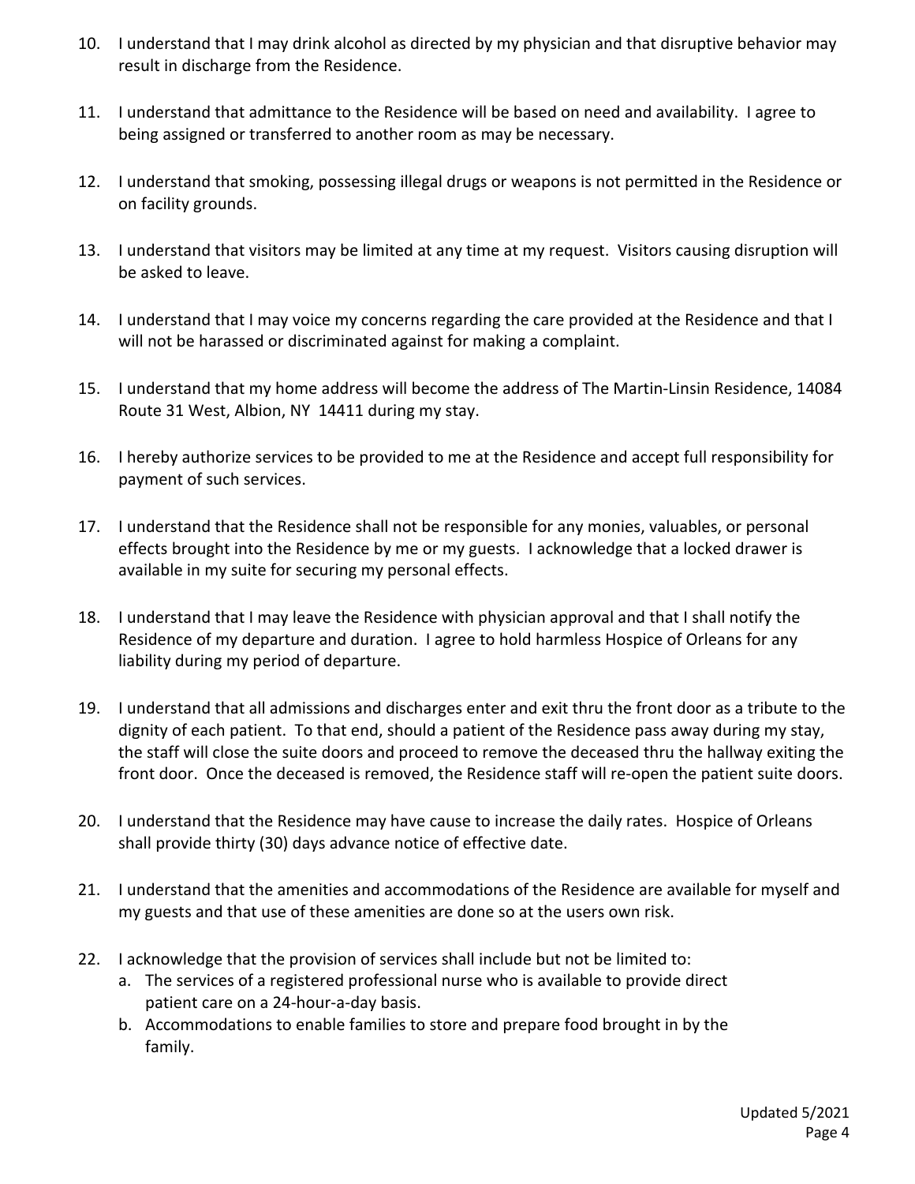10. I understand that I may drink alcohol as directed by my physician and that disruptive behavior may result in discharge from the Residence.

11. I understand that admittance to the Residence will be based on need and availability. I agree to being assigned or transferred to another room as may be necessary.

12. I understand that smoking, possessing illegal drugs or weapons is not permitted in the Residence or on facility grounds.

13. I understand that visitors may be limited at any time at my request. Visitors causing disruption will be asked to leave.

14. I understand that I may voice my concerns regarding the care provided at the Residence and that I will not be harassed or discriminated against for making a complaint.

15. I understand that my home address will become the address of The Martin-Linsin Residence, 14084 Route 31 West, Albion, NY 14411 during my stay.

16. I hereby authorize services to be provided to me at the Residence and accept full responsibility for payment of such services.

17. I understand that the Residence shall not be responsible for any monies, valuables, or personal effects brought into the Residence by me or my guests. I acknowledge that a locked drawer is available in my suite for securing my personal effects.

18. I understand that I may leave the Residence with physician approval and that I shall notify the Residence of my departure and duration. I agree to hold harmless Hospice of Orleans for any liability during my period of departure.

19. I understand that all admissions and discharges enter and exit thru the front door as a tribute to the dignity of each patient. To that end, should a patient of the Residence pass away during my stay, the staff will close the suite doors and proceed to remove the deceased thru the hallway exiting the front door. Once the deceased is removed, the Residence staff will re-open the patient suite doors.

20. I understand that the Residence may have cause to increase the daily rates. Hospice of Orleans shall provide thirty (30) days advance notice of effective date.

21. I understand that the amenities and accommodations of the Residence are available for myself and my guests and that use of these amenities are done so at the users own risk.

22. I acknowledge that the provision of services shall include but not be limited to:
    a. The services of a registered professional nurse who is available to provide direct patient care on a 24-hour-a-day basis.
    b. Accommodations to enable families to store and prepare food brought in by the family.

Updated 5/2021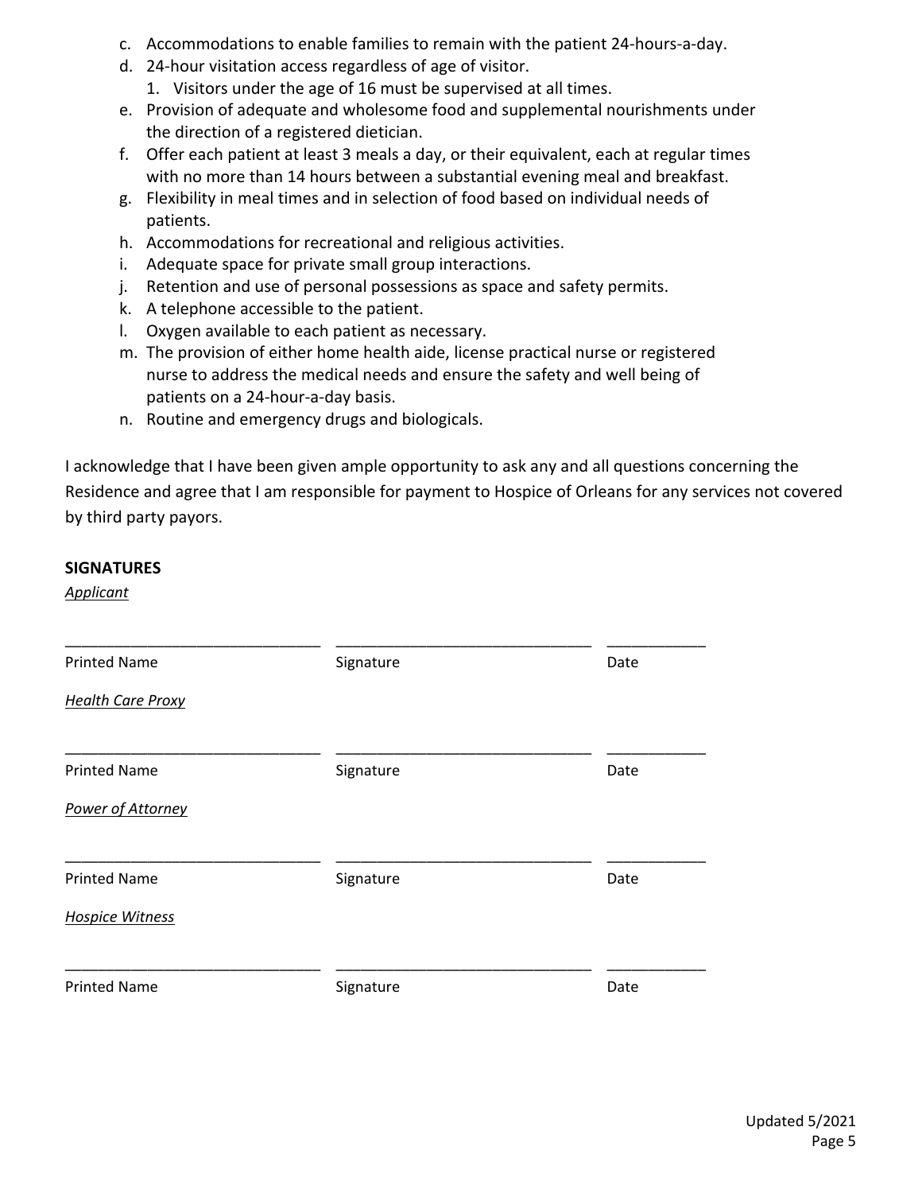c. Accommodations to enable families to remain with the patient 24-hours-a-day.
d. 24-hour visitation access regardless of age of visitor.
    1. Visitors under the age of 16 must be supervised at all times.
e. Provision of adequate and wholesome food and supplemental nourishments under the direction of a registered dietician.
f. Offer each patient at least 3 meals a day, or their equivalent, each at regular times with no more than 14 hours between a substantial evening meal and breakfast.
g. Flexibility in meal times and in selection of food based on individual needs of patients.
h. Accommodations for recreational and religious activities.
i. Adequate space for private small group interactions.
j. Retention and use of personal possessions as space and safety permits.
k. A telephone accessible to the patient.
l. Oxygen available to each patient as necessary.
m. The provision of either home health aide, license practical nurse or registered nurse to address the medical needs and ensure the safety and well being of patients on a 24-hour-a-day basis.
n. Routine and emergency drugs and biologicals.

I acknowledge that I have been given ample opportunity to ask any and all questions concerning the Residence and agree that I am responsible for payment to Hospice of Orleans for any services not covered by third party payors.

**SIGNATURES**

*Applicant*

______________________________ ______________________________ ____________

Printed Name Signature Date

*Health Care Proxy*

______________________________ ______________________________ ____________

Printed Name Signature Date

*Power of Attorney*

______________________________ ______________________________ ____________

Printed Name Signature Date

*Hospice Witness*

______________________________ ______________________________ ____________

Printed Name Signature Date

Updated 5/2021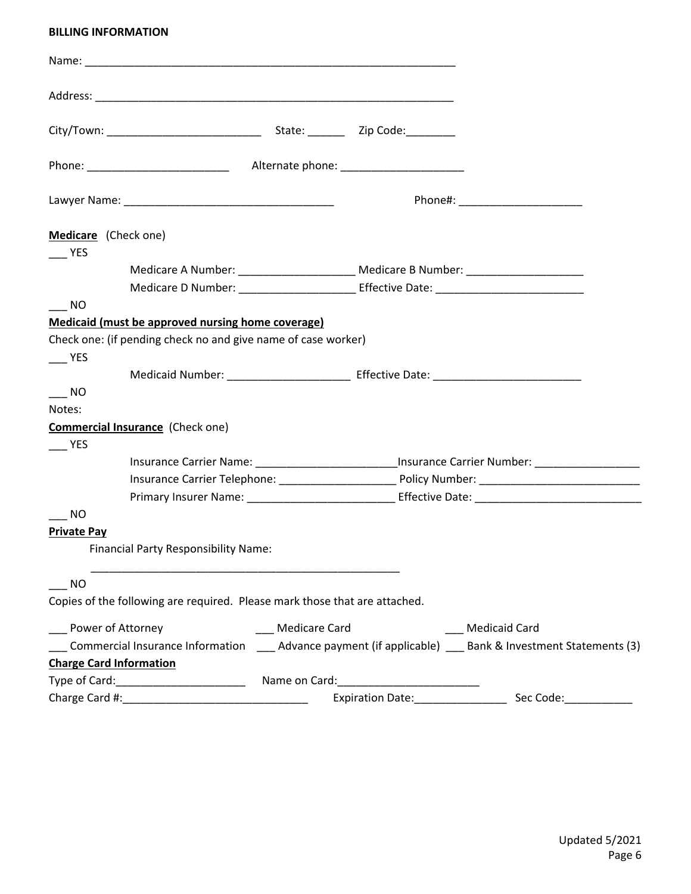**BILLING INFORMATION**

Name: ____________________________________________________________

Address: __________________________________________________________

City/Town: _________________________ State: ______ Zip Code:________

Phone: _______________________ Alternate phone: ____________________

Lawyer Name: _________________________________ Phone#: ____________________

**Medicare** (Check one)

___ YES

Medicare A Number: ___________________ Medicare B Number: ___________________

Medicare D Number: ___________________ Effective Date: ________________________

___ NO

**Medicaid (must be approved nursing home coverage)**

Check one: (if pending check no and give name of case worker)

___ YES

Medicaid Number: ____________________ Effective Date: ________________________

___ NO

Notes:

**Commercial Insurance** (Check one)

___ YES

Insurance Carrier Name: _______________________Insurance Carrier Number: _________________

Insurance Carrier Telephone: ___________________ Policy Number: __________________________

Primary Insurer Name: ________________________ Effective Date: ___________________________

___ NO

**Private Pay**

Financial Party Responsibility Name:

____________________________________________________

___ NO

Copies of the following are required. Please mark those that are attached.

___ Power of Attorney ___ Medicare Card ___ Medicaid Card

___ Commercial Insurance Information ___ Advance payment (if applicable) ___ Bank & Investment Statements (3)

**Charge Card Information**

Type of Card:_____________________ Name on Card:_______________________

Charge Card #:______________________________ Expiration Date:_______________ Sec Code:___________

Updated 5/2021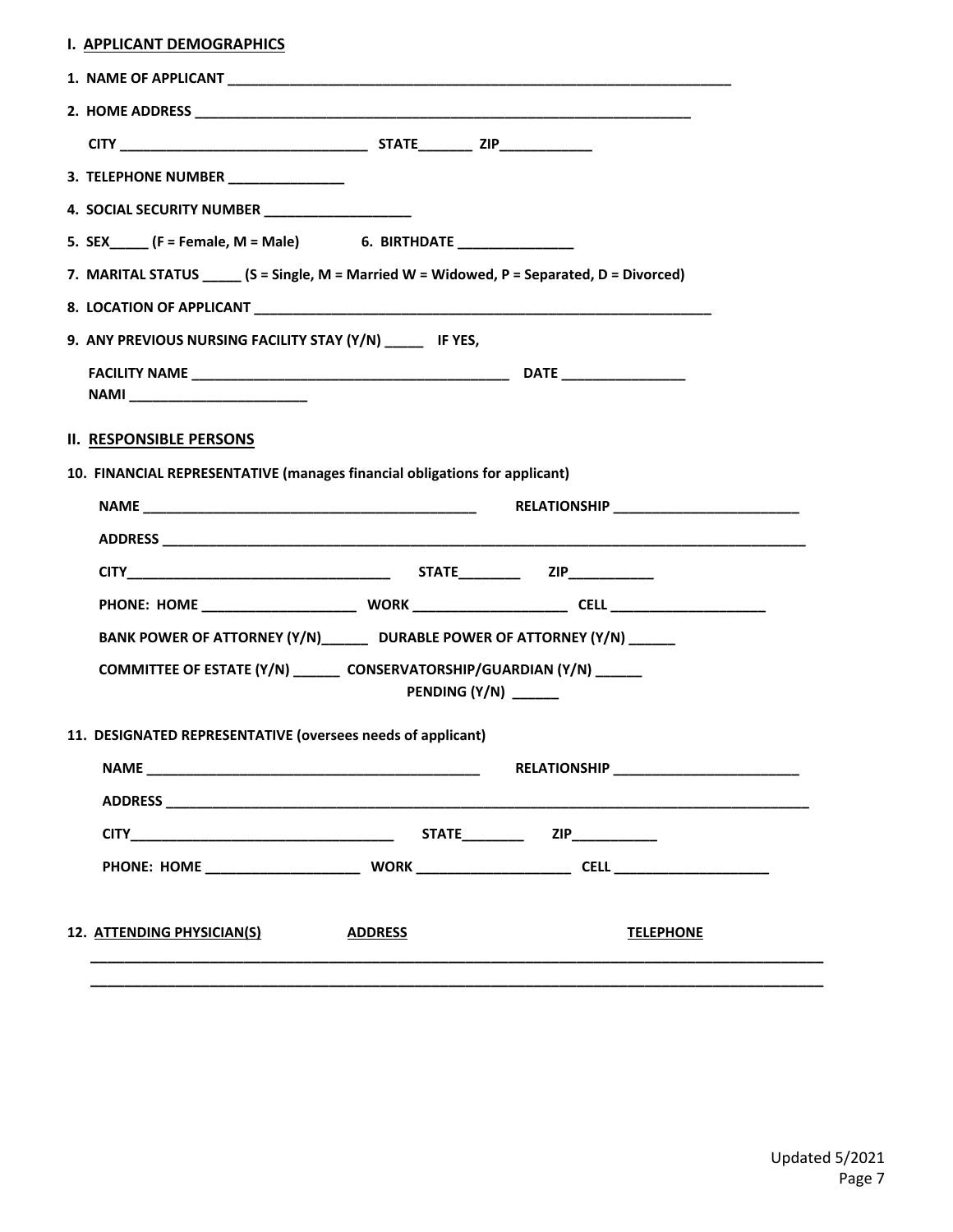## I. APPLICANT DEMOGRAPHICS

**1. NAME OF APPLICANT** ______________________________________________________________

**2. HOME ADDRESS** ______________________________________________________________

**CITY** ________________________________ **STATE**_______ **ZIP**____________

**3. TELEPHONE NUMBER** _______________

**4. SOCIAL SECURITY NUMBER** ___________________

**5. SEX**_____ **(F = Female, M = Male)** **6. BIRTHDATE** _______________

**7. MARITAL STATUS** _____ **(S = Single, M = Married W = Widowed, P = Separated, D = Divorced)**

**8. LOCATION OF APPLICANT** ___________________________________________________________

**9. ANY PREVIOUS NURSING FACILITY STAY (Y/N)** _____ **IF YES,**

**FACILITY NAME** _________________________________________ **DATE** ________________

**NAMI** _______________________

## II. RESPONSIBLE PERSONS

**10. FINANCIAL REPRESENTATIVE (manages financial obligations for applicant)**

**NAME** ____________________________________________ **RELATIONSHIP** ________________________

**ADDRESS** ________________________________________________________________________________

**CITY**___________________________________ **STATE**________ **ZIP**___________

**PHONE: HOME** ____________________ **WORK** ____________________ **CELL** ____________________

**BANK POWER OF ATTORNEY (Y/N)**______ **DURABLE POWER OF ATTORNEY (Y/N)** ______

**COMMITTEE OF ESTATE (Y/N)** ______ **CONSERVATORSHIP/GUARDIAN (Y/N)** ______

**PENDING (Y/N)** ______

**11. DESIGNATED REPRESENTATIVE (oversees needs of applicant)**

**NAME** ____________________________________________ **RELATIONSHIP** ________________________

**ADDRESS** ________________________________________________________________________________

**CITY**___________________________________ **STATE**________ **ZIP**___________

**PHONE: HOME** ____________________ **WORK** ____________________ **CELL** ____________________

**12. ATTENDING PHYSICIAN(S)** **ADDRESS** **TELEPHONE**

_______________________________________________________________________________________________

_______________________________________________________________________________________________

Updated 5/2021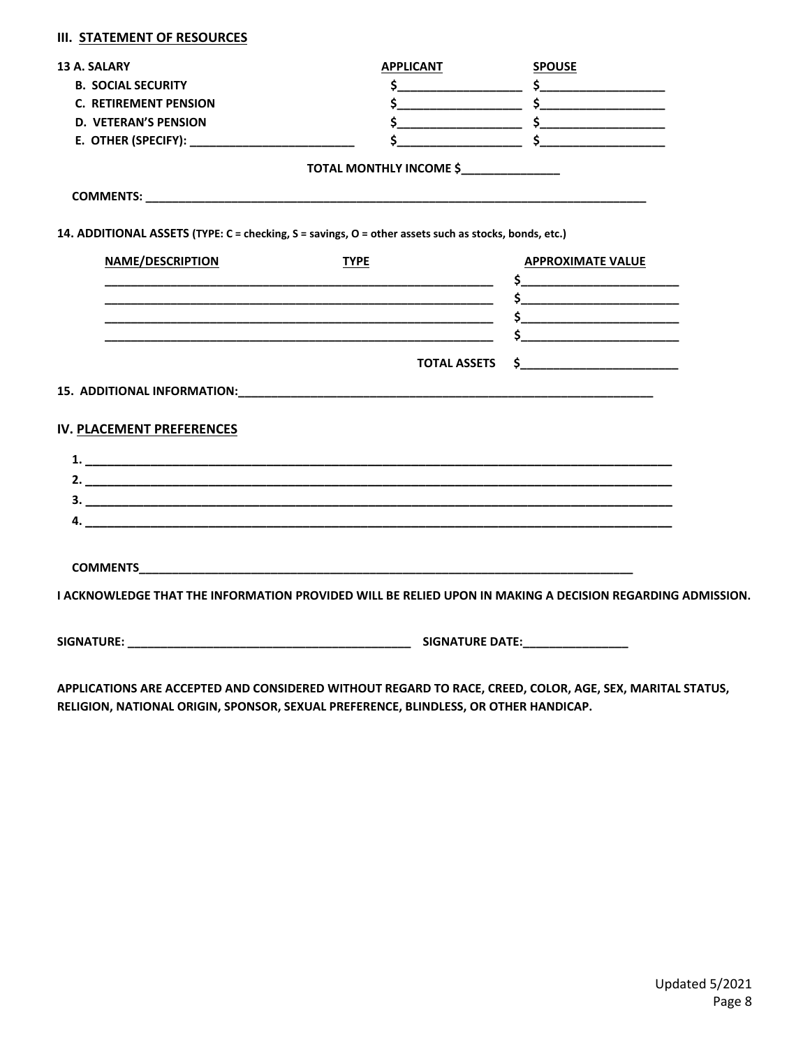## III. STATEMENT OF RESOURCES

| | APPLICANT | SPOUSE |
|---|---|---|
| 13 A. SALARY | | |
| B. SOCIAL SECURITY | $__________________ | $__________________ |
| C. RETIREMENT PENSION | $__________________ | $__________________ |
| D. VETERAN'S PENSION | $__________________ | $__________________ |
| E. OTHER (SPECIFY): ________________________ | $__________________ | $__________________ |

**TOTAL MONTHLY INCOME $______________**

**COMMENTS:** ___________________________________________________________________________

**14. ADDITIONAL ASSETS** (TYPE: C = checking, S = savings, O = other assets such as stocks, bonds, etc.)

| NAME/DESCRIPTION | TYPE | APPROXIMATE VALUE |
|---|---|---|
| | | $______________________ |
| | | $______________________ |
| | | $______________________ |
| | | $______________________ |
| | **TOTAL ASSETS** | $______________________ |

**15. ADDITIONAL INFORMATION:**______________________________________________________________

## IV. PLACEMENT PREFERENCES

1. ______________________________________________________________________________________
2. ______________________________________________________________________________________
3. ______________________________________________________________________________________
4. ______________________________________________________________________________________

**COMMENTS**__________________________________________________________________________

**I ACKNOWLEDGE THAT THE INFORMATION PROVIDED WILL BE RELIED UPON IN MAKING A DECISION REGARDING ADMISSION.**

**SIGNATURE:** ___________________________________________ **SIGNATURE DATE:**_______________

**APPLICATIONS ARE ACCEPTED AND CONSIDERED WITHOUT REGARD TO RACE, CREED, COLOR, AGE, SEX, MARITAL STATUS, RELIGION, NATIONAL ORIGIN, SPONSOR, SEXUAL PREFERENCE, BLINDLESS, OR OTHER HANDICAP.**

Updated 5/2021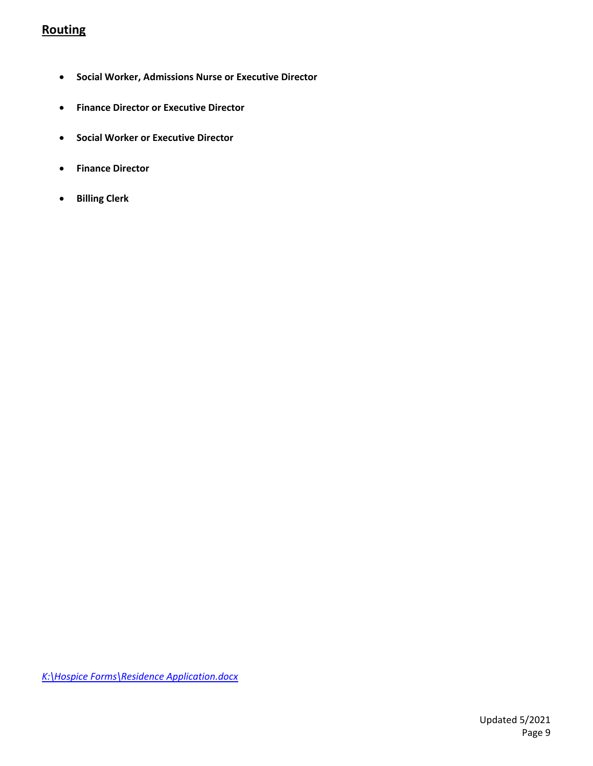## **Routing**

- **Social Worker, Admissions Nurse or Executive Director**
- **Finance Director or Executive Director**
- **Social Worker or Executive Director**
- **Finance Director**
- **Billing Clerk**

*K:\Hospice Forms\Residence Application.docx*

Updated 5/2021